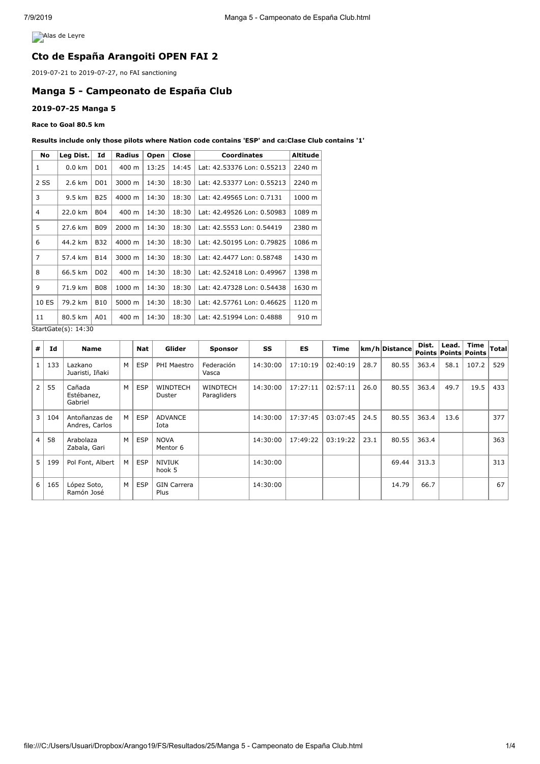Alas de Leyre

## Cto de España Arangoiti OPEN FAI 2

2019-07-21 to 2019-07-27, no FAI sanctioning

## Manga 5 - Campeonato de España Club

### 2019-07-25 Manga 5

**Race to Goal 80.5 km**

**Results include only those pilots where Nation code contains 'ESP' and ca:Clase Club contains '1'**

| No | Leg Dist. | Id | Radius | Open | Close | Coordinates | Altitude |
|---|---|---|---|---|---|---|---|
| 1 | 0.0 km | D01 | 400 m | 13:25 | 14:45 | Lat: 42.53376 Lon: 0.55213 | 2240 m |
| 2 SS | 2.6 km | D01 | 3000 m | 14:30 | 18:30 | Lat: 42.53377 Lon: 0.55213 | 2240 m |
| 3 | 9.5 km | B25 | 4000 m | 14:30 | 18:30 | Lat: 42.49565 Lon: 0.7131 | 1000 m |
| 4 | 22.0 km | B04 | 400 m | 14:30 | 18:30 | Lat: 42.49526 Lon: 0.50983 | 1089 m |
| 5 | 27.6 km | B09 | 2000 m | 14:30 | 18:30 | Lat: 42.5553 Lon: 0.54419 | 2380 m |
| 6 | 44.2 km | B32 | 4000 m | 14:30 | 18:30 | Lat: 42.50195 Lon: 0.79825 | 1086 m |
| 7 | 57.4 km | B14 | 3000 m | 14:30 | 18:30 | Lat: 42.4477 Lon: 0.58748 | 1430 m |
| 8 | 66.5 km | D02 | 400 m | 14:30 | 18:30 | Lat: 42.52418 Lon: 0.49967 | 1398 m |
| 9 | 71.9 km | B08 | 1000 m | 14:30 | 18:30 | Lat: 42.47328 Lon: 0.54438 | 1630 m |
| 10 ES | 79.2 km | B10 | 5000 m | 14:30 | 18:30 | Lat: 42.57761 Lon: 0.46625 | 1120 m |
| 11 | 80.5 km | A01 | 400 m | 14:30 | 18:30 | Lat: 42.51994 Lon: 0.4888 | 910 m |

StartGate(s): 14:30

| # | Id | Name | | Nat | Glider | Sponsor | SS | ES | Time | km/h | Distance | Dist. Points | Lead. Points | Time Points | Total |
|---|---|---|---|---|---|---|---|---|---|---|---|---|---|---|---|
| 1 | 133 | Lazkano Juaristi, Iñaki | M | ESP | PHI Maestro | Federación Vasca | 14:30:00 | 17:10:19 | 02:40:19 | 28.7 | 80.55 | 363.4 | 58.1 | 107.2 | 529 |
| 2 | 55 | Cañada Estébanez, Gabriel | M | ESP | WINDTECH Duster | WINDTECH Paragliders | 14:30:00 | 17:27:11 | 02:57:11 | 26.0 | 80.55 | 363.4 | 49.7 | 19.5 | 433 |
| 3 | 104 | Antoñanzas de Andres, Carlos | M | ESP | ADVANCE Iota | | 14:30:00 | 17:37:45 | 03:07:45 | 24.5 | 80.55 | 363.4 | 13.6 | | 377 |
| 4 | 58 | Arabolaza Zabala, Gari | M | ESP | NOVA Mentor 6 | | 14:30:00 | 17:49:22 | 03:19:22 | 23.1 | 80.55 | 363.4 | | | 363 |
| 5 | 199 | Pol Font, Albert | M | ESP | NIVIUK hook 5 | | 14:30:00 | | | | 69.44 | 313.3 | | | 313 |
| 6 | 165 | López Soto, Ramón José | M | ESP | GIN Carrera Plus | | 14:30:00 | | | | 14.79 | 66.7 | | | 67 |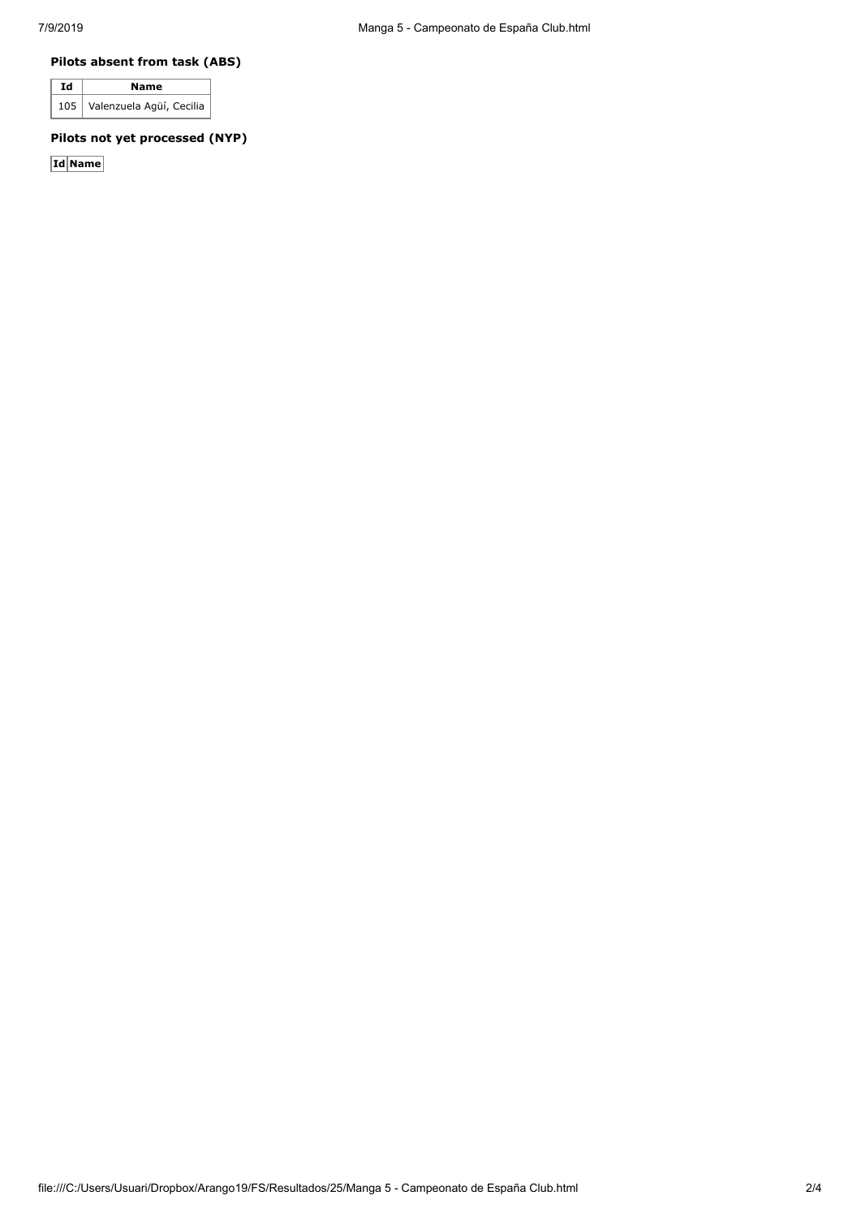### Pilots absent from task (ABS)

| Id | Name |
|---|---|
| 105 | Valenzuela Agüí, Cecilia |

### Pilots not yet processed (NYP)

| Id | Name |
|---|---|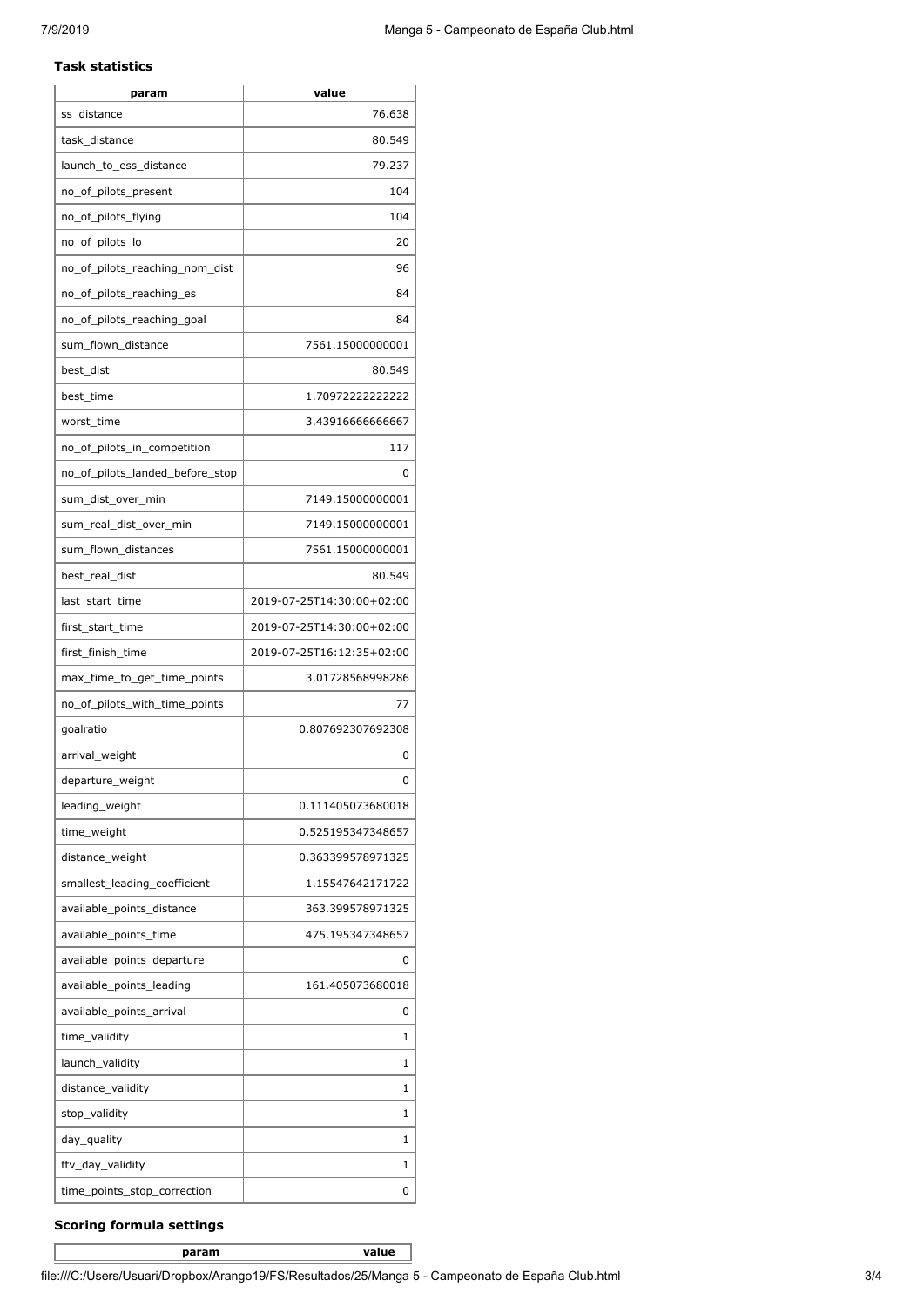### Task statistics

| param | value |
|---|---|
| ss_distance | 76.638 |
| task_distance | 80.549 |
| launch_to_ess_distance | 79.237 |
| no_of_pilots_present | 104 |
| no_of_pilots_flying | 104 |
| no_of_pilots_lo | 20 |
| no_of_pilots_reaching_nom_dist | 96 |
| no_of_pilots_reaching_es | 84 |
| no_of_pilots_reaching_goal | 84 |
| sum_flown_distance | 7561.15000000001 |
| best_dist | 80.549 |
| best_time | 1.70972222222222 |
| worst_time | 3.43916666666667 |
| no_of_pilots_in_competition | 117 |
| no_of_pilots_landed_before_stop | 0 |
| sum_dist_over_min | 7149.15000000001 |
| sum_real_dist_over_min | 7149.15000000001 |
| sum_flown_distances | 7561.15000000001 |
| best_real_dist | 80.549 |
| last_start_time | 2019-07-25T14:30:00+02:00 |
| first_start_time | 2019-07-25T14:30:00+02:00 |
| first_finish_time | 2019-07-25T16:12:35+02:00 |
| max_time_to_get_time_points | 3.01728568998286 |
| no_of_pilots_with_time_points | 77 |
| goalratio | 0.807692307692308 |
| arrival_weight | 0 |
| departure_weight | 0 |
| leading_weight | 0.111405073680018 |
| time_weight | 0.525195347348657 |
| distance_weight | 0.363399578971325 |
| smallest_leading_coefficient | 1.15547642171722 |
| available_points_distance | 363.399578971325 |
| available_points_time | 475.195347348657 |
| available_points_departure | 0 |
| available_points_leading | 161.405073680018 |
| available_points_arrival | 0 |
| time_validity | 1 |
| launch_validity | 1 |
| distance_validity | 1 |
| stop_validity | 1 |
| day_quality | 1 |
| ftv_day_validity | 1 |
| time_points_stop_correction | 0 |

### Scoring formula settings

| param | value |
|---|---|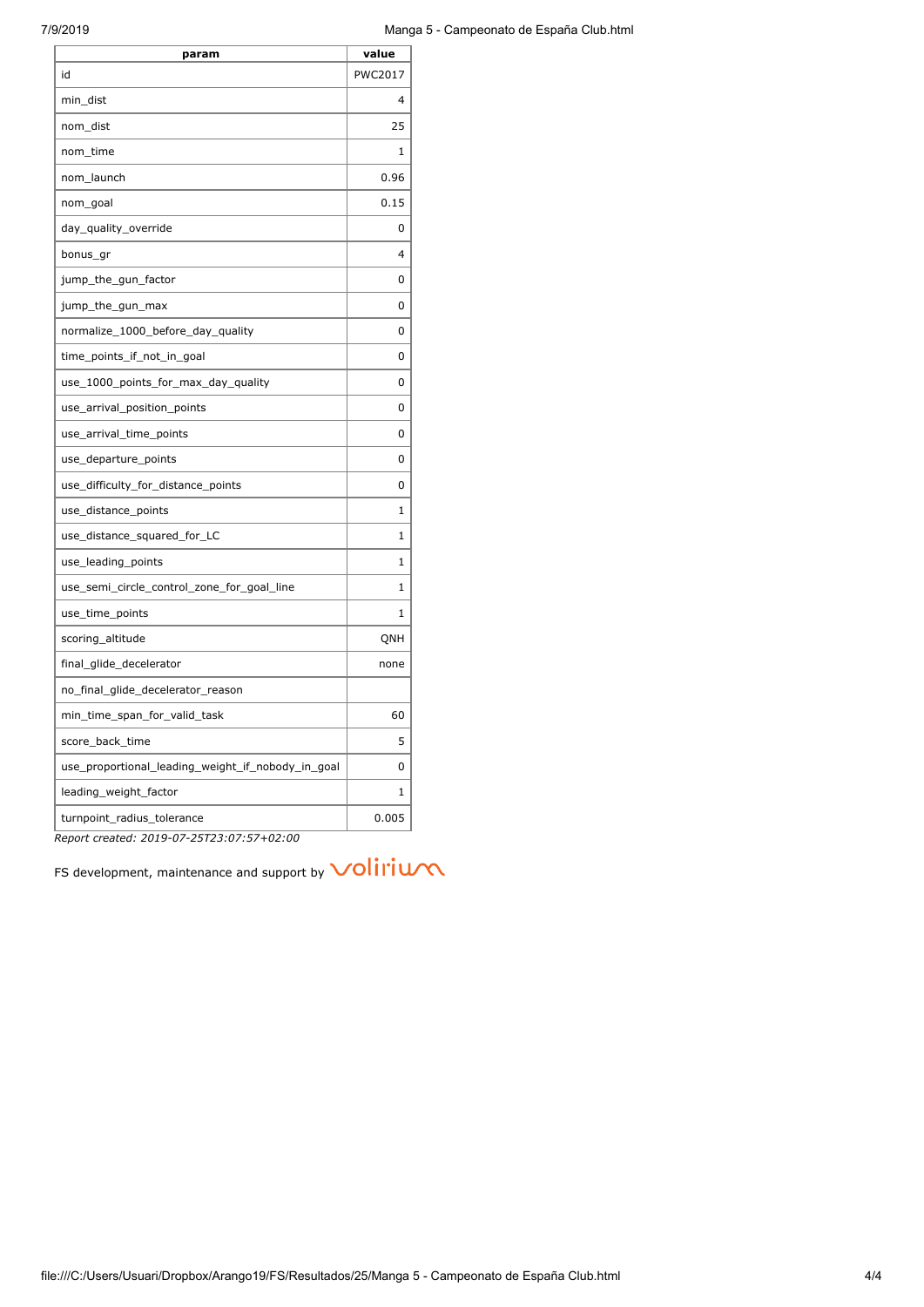| param | value |
|---|---|
| id | PWC2017 |
| min_dist | 4 |
| nom_dist | 25 |
| nom_time | 1 |
| nom_launch | 0.96 |
| nom_goal | 0.15 |
| day_quality_override | 0 |
| bonus_gr | 4 |
| jump_the_gun_factor | 0 |
| jump_the_gun_max | 0 |
| normalize_1000_before_day_quality | 0 |
| time_points_if_not_in_goal | 0 |
| use_1000_points_for_max_day_quality | 0 |
| use_arrival_position_points | 0 |
| use_arrival_time_points | 0 |
| use_departure_points | 0 |
| use_difficulty_for_distance_points | 0 |
| use_distance_points | 1 |
| use_distance_squared_for_LC | 1 |
| use_leading_points | 1 |
| use_semi_circle_control_zone_for_goal_line | 1 |
| use_time_points | 1 |
| scoring_altitude | QNH |
| final_glide_decelerator | none |
| no_final_glide_decelerator_reason | |
| min_time_span_for_valid_task | 60 |
| score_back_time | 5 |
| use_proportional_leading_weight_if_nobody_in_goal | 0 |
| leading_weight_factor | 1 |
| turnpoint_radius_tolerance | 0.005 |

*Report created: 2019-07-25T23:07:57+02:00*

FS development, maintenance and support by volirium